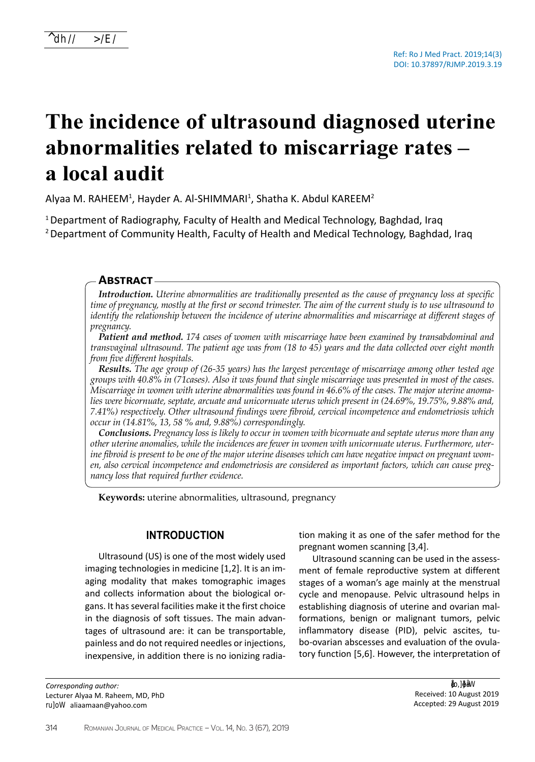# The incidence of ultrasound diagnosed uterine abnormalities related to miscarriage rates – a local audit

Alyaa M. RAHEEM[1], Hayder A. Al-SHIMMARI[1], Shatha K. Abdul KAREEM[2]

[1] Department of Radiography, Faculty of Health and Medical Technology, Baghdad, Iraq
[2] Department of Community Health, Faculty of Health and Medical Technology, Baghdad, Iraq

## Abstract

***Introduction.*** *Uterine abnormalities are traditionally presented as the cause of pregnancy loss at specific time of pregnancy, mostly at the first or second trimester. The aim of the current study is to use ultrasound to identify the relationship between the incidence of uterine abnormalities and miscarriage at different stages of pregnancy.*

***Patient and method.*** *174 cases of women with miscarriage have been examined by transabdominal and transvaginal ultrasound. The patient age was from (18 to 45) years and the data collected over eight month from five different hospitals.*

***Results.*** *The age group of (26-35 years) has the largest percentage of miscarriage among other tested age groups with 40.8% in (71cases). Also it was found that single miscarriage was presented in most of the cases. Miscarriage in women with uterine abnormalities was found in 46.6% of the cases. The major uterine anomalies were bicornuate, septate, arcuate and unicornuate uterus which present in (24.69%, 19.75%, 9.88% and, 7.41%) respectively. Other ultrasound findings were fibroid, cervical incompetence and endometriosis which occur in (14.81%, 13, 58 % and, 9.88%) correspondingly.*

***Conclusions.*** *Pregnancy loss is likely to occur in women with bicornuate and septate uterus more than any other uterine anomalies, while the incidences are fewer in women with unicornuate uterus. Furthermore, uterine fibroid is present to be one of the major uterine diseases which can have negative impact on pregnant women, also cervical incompetence and endometriosis are considered as important factors, which can cause pregnancy loss that required further evidence.*

**Keywords:** uterine abnormalities, ultrasound, pregnancy

## INTRODUCTION

Ultrasound (US) is one of the most widely used imaging technologies in medicine [1,2]. It is an imaging modality that makes tomographic images and collects information about the biological organs. It has several facilities make it the first choice in the diagnosis of soft tissues. The main advantages of ultrasound are: it can be transportable, painless and do not required needles or injections, inexpensive, in addition there is no ionizing radiation making it as one of the safer method for the pregnant women scanning [3,4].

Ultrasound scanning can be used in the assessment of female reproductive system at different stages of a woman's age mainly at the menstrual cycle and menopause. Pelvic ultrasound helps in establishing diagnosis of uterine and ovarian malformations, benign or malignant tumors, pelvic inflammatory disease (PID), pelvic ascites, tubo-ovarian abscesses and evaluation of the ovulatory function [5,6]. However, the interpretation of

*Corresponding author:*
Lecturer Alyaa M. Raheem, MD, PhD
E-mail: aliaamaan@yahoo.com

Received: 10 August 2019
Accepted: 29 August 2019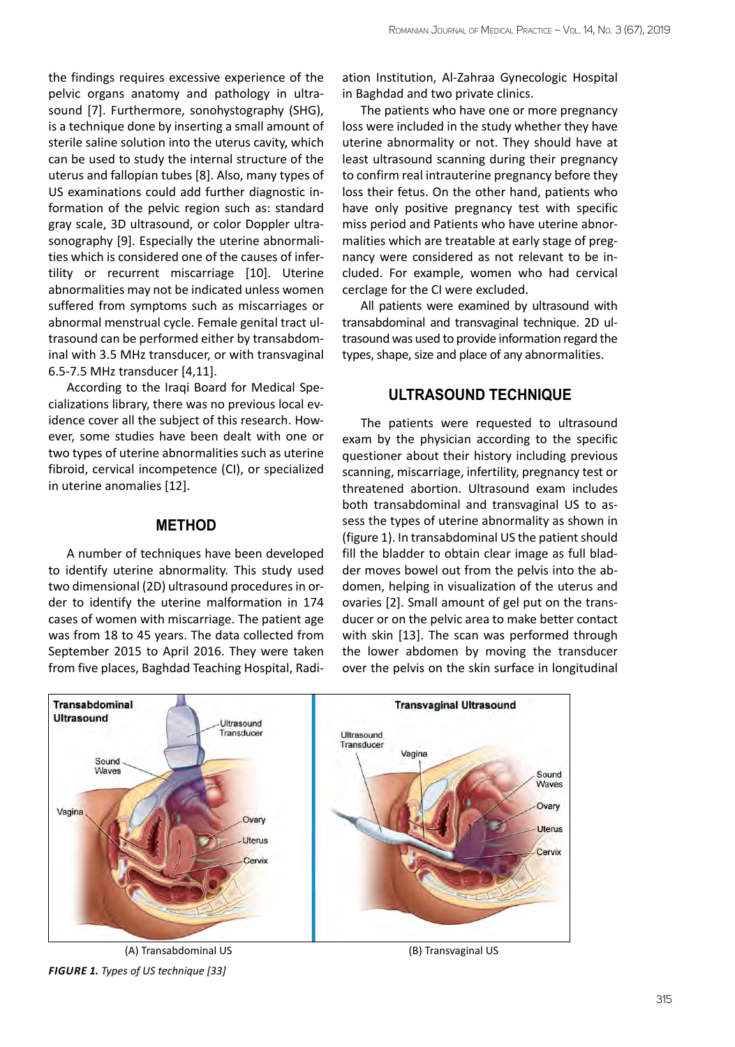the findings requires excessive experience of the pelvic organs anatomy and pathology in ultrasound [7]. Furthermore, sonohystography (SHG), is a technique done by inserting a small amount of sterile saline solution into the uterus cavity, which can be used to study the internal structure of the uterus and fallopian tubes [8]. Also, many types of US examinations could add further diagnostic information of the pelvic region such as: standard gray scale, 3D ultrasound, or color Doppler ultrasonography [9]. Especially the uterine abnormalities which is considered one of the causes of infertility or recurrent miscarriage [10]. Uterine abnormalities may not be indicated unless women suffered from symptoms such as miscarriages or abnormal menstrual cycle. Female genital tract ultrasound can be performed either by transabdominal with 3.5 MHz transducer, or with transvaginal 6.5-7.5 MHz transducer [4,11].

According to the Iraqi Board for Medical Specializations library, there was no previous local evidence cover all the subject of this research. However, some studies have been dealt with one or two types of uterine abnormalities such as uterine fibroid, cervical incompetence (CI), or specialized in uterine anomalies [12].

## METHOD

A number of techniques have been developed to identify uterine abnormality. This study used two dimensional (2D) ultrasound procedures in order to identify the uterine malformation in 174 cases of women with miscarriage. The patient age was from 18 to 45 years. The data collected from September 2015 to April 2016. They were taken from five places, Baghdad Teaching Hospital, Radiation Institution, Al-Zahraa Gynecologic Hospital in Baghdad and two private clinics.

The patients who have one or more pregnancy loss were included in the study whether they have uterine abnormality or not. They should have at least ultrasound scanning during their pregnancy to confirm real intrauterine pregnancy before they loss their fetus. On the other hand, patients who have only positive pregnancy test with specific miss period and Patients who have uterine abnormalities which are treatable at early stage of pregnancy were considered as not relevant to be included. For example, women who had cervical cerclage for the CI were excluded.

All patients were examined by ultrasound with transabdominal and transvaginal technique. 2D ultrasound was used to provide information regard the types, shape, size and place of any abnormalities.

## ULTRASOUND TECHNIQUE

The patients were requested to ultrasound exam by the physician according to the specific questioner about their history including previous scanning, miscarriage, infertility, pregnancy test or threatened abortion. Ultrasound exam includes both transabdominal and transvaginal US to assess the types of uterine abnormality as shown in (figure 1). In transabdominal US the patient should fill the bladder to obtain clear image as full bladder moves bowel out from the pelvis into the abdomen, helping in visualization of the uterus and ovaries [2]. Small amount of gel put on the transducer or on the pelvic area to make better contact with skin [13]. The scan was performed through the lower abdomen by moving the transducer over the pelvis on the skin surface in longitudinal

(A) Transabdominal US

(B) Transvaginal US

***FIGURE 1.*** *Types of US technique [33]*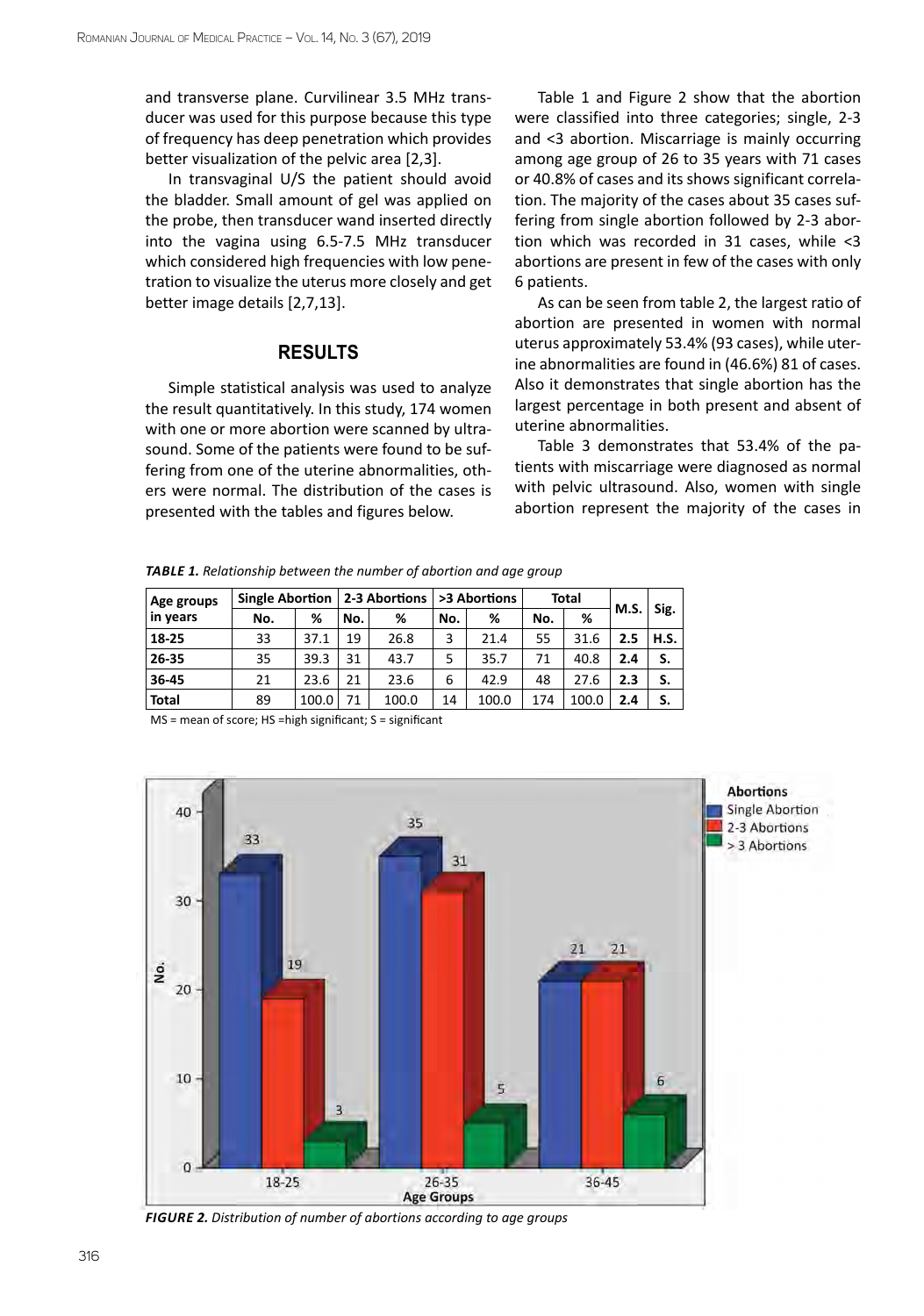and transverse plane. Curvilinear 3.5 MHz transducer was used for this purpose because this type of frequency has deep penetration which provides better visualization of the pelvic area [2,3].

In transvaginal U/S the patient should avoid the bladder. Small amount of gel was applied on the probe, then transducer wand inserted directly into the vagina using 6.5-7.5 MHz transducer which considered high frequencies with low penetration to visualize the uterus more closely and get better image details [2,7,13].

## RESULTS

Simple statistical analysis was used to analyze the result quantitatively. In this study, 174 women with one or more abortion were scanned by ultrasound. Some of the patients were found to be suffering from one of the uterine abnormalities, others were normal. The distribution of the cases is presented with the tables and figures below.

Table 1 and Figure 2 show that the abortion were classified into three categories; single, 2-3 and <3 abortion. Miscarriage is mainly occurring among age group of 26 to 35 years with 71 cases or 40.8% of cases and its shows significant correlation. The majority of the cases about 35 cases suffering from single abortion followed by 2-3 abortion which was recorded in 31 cases, while <3 abortions are present in few of the cases with only 6 patients.

As can be seen from table 2, the largest ratio of abortion are presented in women with normal uterus approximately 53.4% (93 cases), while uterine abnormalities are found in (46.6%) 81 of cases. Also it demonstrates that single abortion has the largest percentage in both present and absent of uterine abnormalities.

Table 3 demonstrates that 53.4% of the patients with miscarriage were diagnosed as normal with pelvic ultrasound. Also, women with single abortion represent the majority of the cases in

***TABLE 1.*** *Relationship between the number of abortion and age group*

| Age groups in years | Single Abortion | | 2-3 Abortions | | >3 Abortions | | Total | | M.S. | Sig. |
|---|---|---|---|---|---|---|---|---|---|---|
| | No. | % | No. | % | No. | % | No. | % | | |
| **18-25** | 33 | 37.1 | 19 | 26.8 | 3 | 21.4 | 55 | 31.6 | **2.5** | **H.S.** |
| **26-35** | 35 | 39.3 | 31 | 43.7 | 5 | 35.7 | 71 | 40.8 | **2.4** | **S.** |
| **36-45** | 21 | 23.6 | 21 | 23.6 | 6 | 42.9 | 48 | 27.6 | **2.3** | **S.** |
| **Total** | 89 | 100.0 | 71 | 100.0 | 14 | 100.0 | 174 | 100.0 | **2.4** | **S.** |

MS = mean of score; HS =high significant; S = significant

***FIGURE 2.*** *Distribution of number of abortions according to age groups*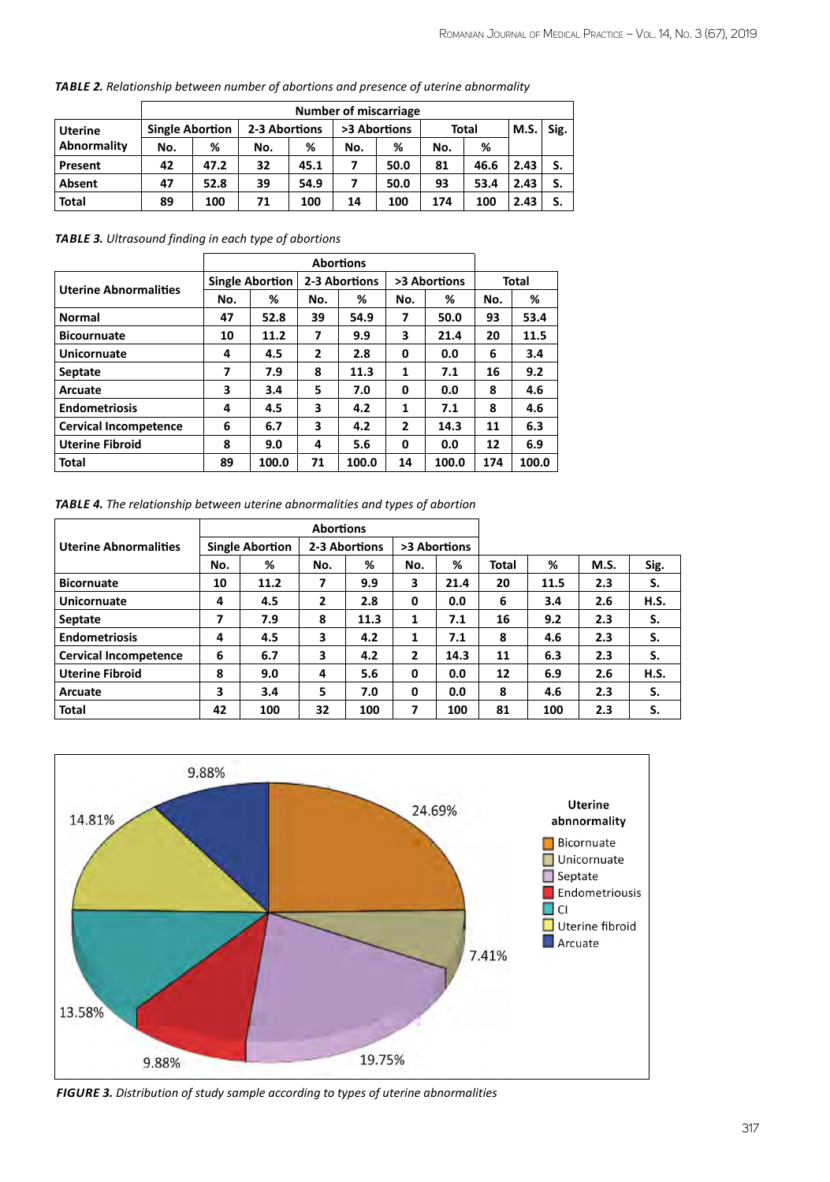***TABLE 2.*** *Relationship between number of abortions and presence of uterine abnormality*

| Uterine Abnormality | Number of miscarriage | | | | | | | | | |
|---|---|---|---|---|---|---|---|---|---|---|
| | Single Abortion | | 2-3 Abortions | | >3 Abortions | | Total | | M.S. | Sig. |
| | No. | % | No. | % | No. | % | No. | % | | |
| **Present** | 42 | 47.2 | 32 | 45.1 | 7 | 50.0 | 81 | 46.6 | 2.43 | S. |
| **Absent** | 47 | 52.8 | 39 | 54.9 | 7 | 50.0 | 93 | 53.4 | 2.43 | S. |
| **Total** | 89 | 100 | 71 | 100 | 14 | 100 | 174 | 100 | 2.43 | S. |

***TABLE 3.*** *Ultrasound finding in each type of abortions*

| Uterine Abnormalities | Abortions | | | | | | Total | |
|---|---|---|---|---|---|---|---|---|
| | Single Abortion | | 2-3 Abortions | | >3 Abortions | | | |
| | No. | % | No. | % | No. | % | No. | % |
| **Normal** | 47 | 52.8 | 39 | 54.9 | 7 | 50.0 | 93 | 53.4 |
| **Bicournuate** | 10 | 11.2 | 7 | 9.9 | 3 | 21.4 | 20 | 11.5 |
| **Unicornuate** | 4 | 4.5 | 2 | 2.8 | 0 | 0.0 | 6 | 3.4 |
| **Septate** | 7 | 7.9 | 8 | 11.3 | 1 | 7.1 | 16 | 9.2 |
| **Arcuate** | 3 | 3.4 | 5 | 7.0 | 0 | 0.0 | 8 | 4.6 |
| **Endometriosis** | 4 | 4.5 | 3 | 4.2 | 1 | 7.1 | 8 | 4.6 |
| **Cervical Incompetence** | 6 | 6.7 | 3 | 4.2 | 2 | 14.3 | 11 | 6.3 |
| **Uterine Fibroid** | 8 | 9.0 | 4 | 5.6 | 0 | 0.0 | 12 | 6.9 |
| **Total** | 89 | 100.0 | 71 | 100.0 | 14 | 100.0 | 174 | 100.0 |

***TABLE 4.*** *The relationship between uterine abnormalities and types of abortion*

| Uterine Abnormalities | Abortions | | | | | | | | | |
|---|---|---|---|---|---|---|---|---|---|---|
| | Single Abortion | | 2-3 Abortions | | >3 Abortions | | | | | |
| | No. | % | No. | % | No. | % | Total | % | M.S. | Sig. |
| **Bicornuate** | 10 | 11.2 | 7 | 9.9 | 3 | 21.4 | 20 | 11.5 | 2.3 | S. |
| **Unicornuate** | 4 | 4.5 | 2 | 2.8 | 0 | 0.0 | 6 | 3.4 | 2.6 | H.S. |
| **Septate** | 7 | 7.9 | 8 | 11.3 | 1 | 7.1 | 16 | 9.2 | 2.3 | S. |
| **Endometriosis** | 4 | 4.5 | 3 | 4.2 | 1 | 7.1 | 8 | 4.6 | 2.3 | S. |
| **Cervical Incompetence** | 6 | 6.7 | 3 | 4.2 | 2 | 14.3 | 11 | 6.3 | 2.3 | S. |
| **Uterine Fibroid** | 8 | 9.0 | 4 | 5.6 | 0 | 0.0 | 12 | 6.9 | 2.6 | H.S. |
| **Arcuate** | 3 | 3.4 | 5 | 7.0 | 0 | 0.0 | 8 | 4.6 | 2.3 | S. |
| **Total** | 42 | 100 | 32 | 100 | 7 | 100 | 81 | 100 | 2.3 | S. |

Uterine abnnormality: Bicornuate 24.69%; Unicornuate 7.41%; Septate 19.75%; Endometriousis 9.88%; CI 13.58%; Uterine fibroid 14.81%; Arcuate 9.88%

***FIGURE 3.*** *Distribution of study sample according to types of uterine abnormalities*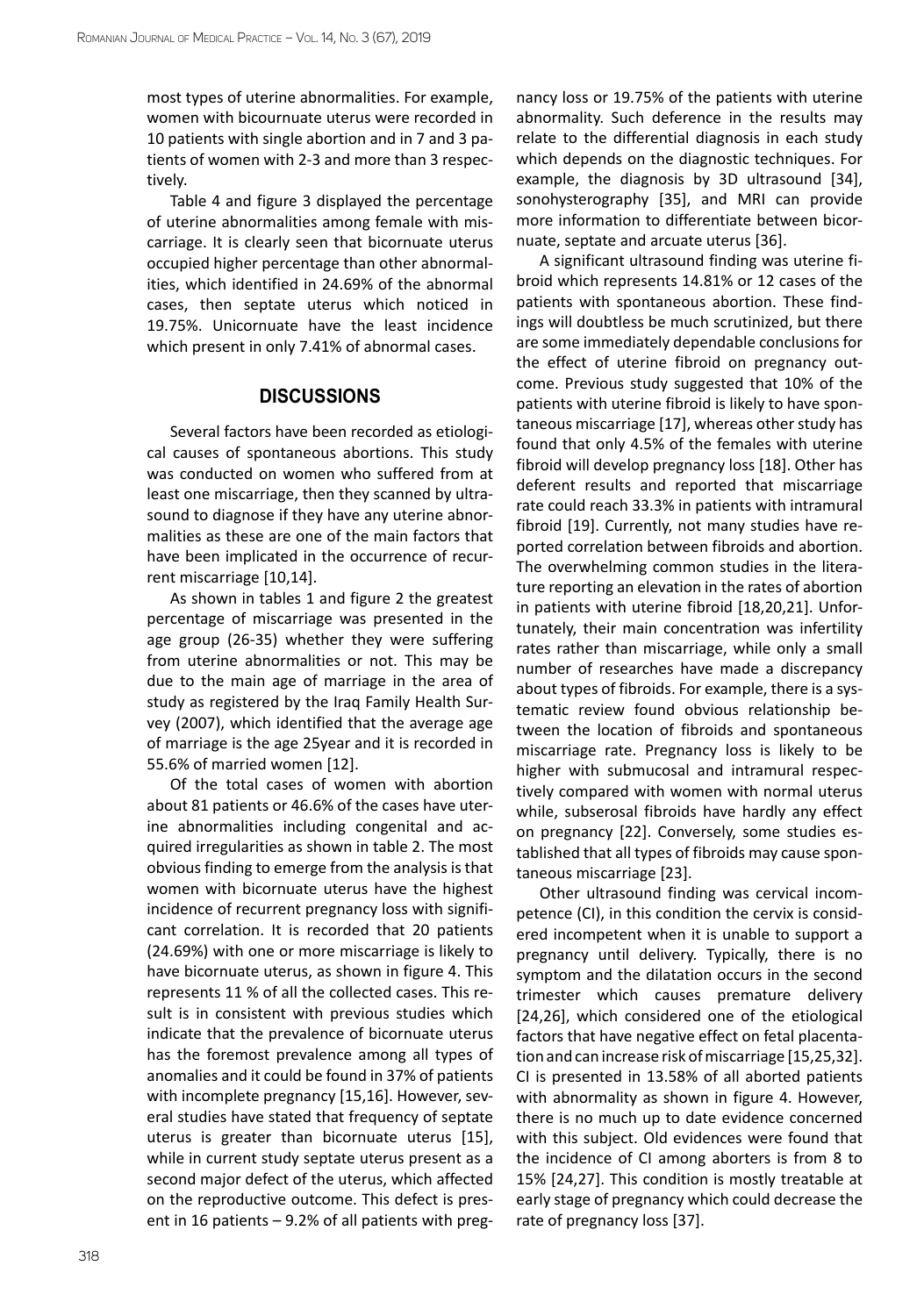most types of uterine abnormalities. For example, women with bicournuate uterus were recorded in 10 patients with single abortion and in 7 and 3 patients of women with 2-3 and more than 3 respectively.

Table 4 and figure 3 displayed the percentage of uterine abnormalities among female with miscarriage. It is clearly seen that bicornuate uterus occupied higher percentage than other abnormalities, which identified in 24.69% of the abnormal cases, then septate uterus which noticed in 19.75%. Unicornuate have the least incidence which present in only 7.41% of abnormal cases.

## DISCUSSIONS

Several factors have been recorded as etiological causes of spontaneous abortions. This study was conducted on women who suffered from at least one miscarriage, then they scanned by ultrasound to diagnose if they have any uterine abnormalities as these are one of the main factors that have been implicated in the occurrence of recurrent miscarriage [10,14].

As shown in tables 1 and figure 2 the greatest percentage of miscarriage was presented in the age group (26-35) whether they were suffering from uterine abnormalities or not. This may be due to the main age of marriage in the area of study as registered by the Iraq Family Health Survey (2007), which identified that the average age of marriage is the age 25year and it is recorded in 55.6% of married women [12].

Of the total cases of women with abortion about 81 patients or 46.6% of the cases have uterine abnormalities including congenital and acquired irregularities as shown in table 2. The most obvious finding to emerge from the analysis is that women with bicornuate uterus have the highest incidence of recurrent pregnancy loss with significant correlation. It is recorded that 20 patients (24.69%) with one or more miscarriage is likely to have bicornuate uterus, as shown in figure 4. This represents 11 % of all the collected cases. This result is in consistent with previous studies which indicate that the prevalence of bicornuate uterus has the foremost prevalence among all types of anomalies and it could be found in 37% of patients with incomplete pregnancy [15,16]. However, several studies have stated that frequency of septate uterus is greater than bicornuate uterus [15], while in current study septate uterus present as a second major defect of the uterus, which affected on the reproductive outcome. This defect is present in 16 patients – 9.2% of all patients with pregnancy loss or 19.75% of the patients with uterine abnormality. Such deference in the results may relate to the differential diagnosis in each study which depends on the diagnostic techniques. For example, the diagnosis by 3D ultrasound [34], sonohysterography [35], and MRI can provide more information to differentiate between bicornuate, septate and arcuate uterus [36].

A significant ultrasound finding was uterine fibroid which represents 14.81% or 12 cases of the patients with spontaneous abortion. These findings will doubtless be much scrutinized, but there are some immediately dependable conclusions for the effect of uterine fibroid on pregnancy outcome. Previous study suggested that 10% of the patients with uterine fibroid is likely to have spontaneous miscarriage [17], whereas other study has found that only 4.5% of the females with uterine fibroid will develop pregnancy loss [18]. Other has deferent results and reported that miscarriage rate could reach 33.3% in patients with intramural fibroid [19]. Currently, not many studies have reported correlation between fibroids and abortion. The overwhelming common studies in the literature reporting an elevation in the rates of abortion in patients with uterine fibroid [18,20,21]. Unfortunately, their main concentration was infertility rates rather than miscarriage, while only a small number of researches have made a discrepancy about types of fibroids. For example, there is a systematic review found obvious relationship between the location of fibroids and spontaneous miscarriage rate. Pregnancy loss is likely to be higher with submucosal and intramural respectively compared with women with normal uterus while, subserosal fibroids have hardly any effect on pregnancy [22]. Conversely, some studies established that all types of fibroids may cause spontaneous miscarriage [23].

Other ultrasound finding was cervical incompetence (CI), in this condition the cervix is considered incompetent when it is unable to support a pregnancy until delivery. Typically, there is no symptom and the dilatation occurs in the second trimester which causes premature delivery [24,26], which considered one of the etiological factors that have negative effect on fetal placentation and can increase risk of miscarriage [15,25,32]. CI is presented in 13.58% of all aborted patients with abnormality as shown in figure 4. However, there is no much up to date evidence concerned with this subject. Old evidences were found that the incidence of CI among aborters is from 8 to 15% [24,27]. This condition is mostly treatable at early stage of pregnancy which could decrease the rate of pregnancy loss [37].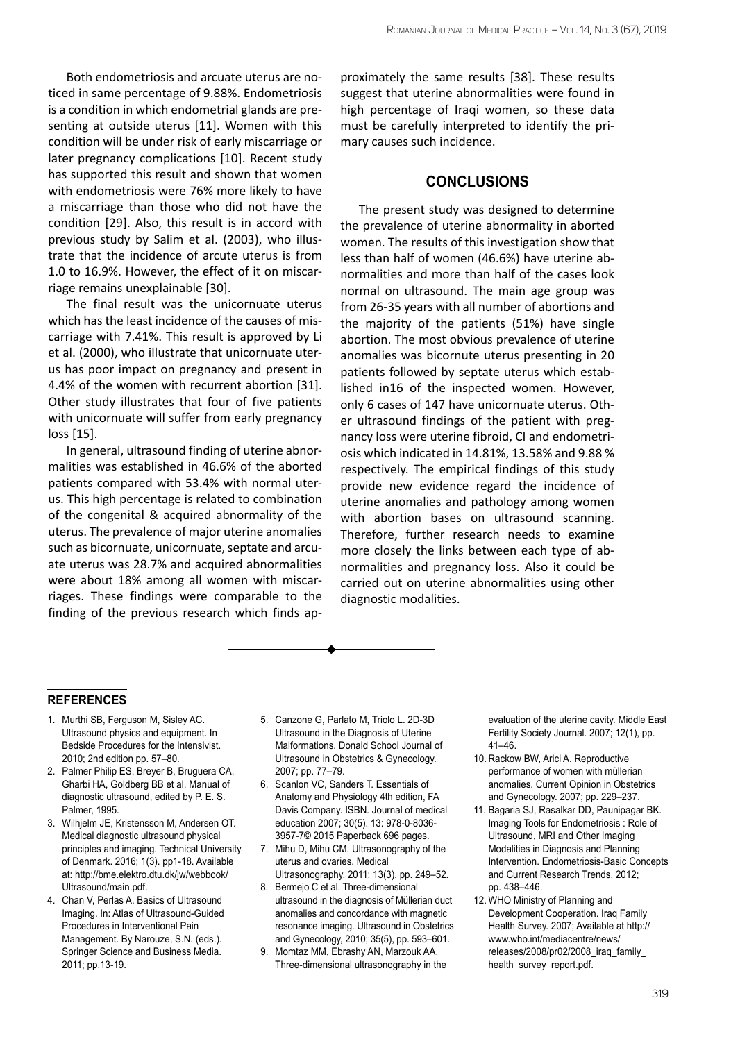Both endometriosis and arcuate uterus are noticed in same percentage of 9.88%. Endometriosis is a condition in which endometrial glands are presenting at outside uterus [11]. Women with this condition will be under risk of early miscarriage or later pregnancy complications [10]. Recent study has supported this result and shown that women with endometriosis were 76% more likely to have a miscarriage than those who did not have the condition [29]. Also, this result is in accord with previous study by Salim et al. (2003), who illustrate that the incidence of arcute uterus is from 1.0 to 16.9%. However, the effect of it on miscarriage remains unexplainable [30].

The final result was the unicornuate uterus which has the least incidence of the causes of miscarriage with 7.41%. This result is approved by Li et al. (2000), who illustrate that unicornuate uterus has poor impact on pregnancy and present in 4.4% of the women with recurrent abortion [31]. Other study illustrates that four of five patients with unicornuate will suffer from early pregnancy loss [15].

In general, ultrasound finding of uterine abnormalities was established in 46.6% of the aborted patients compared with 53.4% with normal uterus. This high percentage is related to combination of the congenital & acquired abnormality of the uterus. The prevalence of major uterine anomalies such as bicornuate, unicornuate, septate and arcuate uterus was 28.7% and acquired abnormalities were about 18% among all women with miscarriages. These findings were comparable to the finding of the previous research which finds approximately the same results [38]. These results suggest that uterine abnormalities were found in high percentage of Iraqi women, so these data must be carefully interpreted to identify the primary causes such incidence.

## CONCLUSIONS

The present study was designed to determine the prevalence of uterine abnormality in aborted women. The results of this investigation show that less than half of women (46.6%) have uterine abnormalities and more than half of the cases look normal on ultrasound. The main age group was from 26-35 years with all number of abortions and the majority of the patients (51%) have single abortion. The most obvious prevalence of uterine anomalies was bicornute uterus presenting in 20 patients followed by septate uterus which established in16 of the inspected women. However, only 6 cases of 147 have unicornuate uterus. Other ultrasound findings of the patient with pregnancy loss were uterine fibroid, CI and endometriosis which indicated in 14.81%, 13.58% and 9.88 % respectively. The empirical findings of this study provide new evidence regard the incidence of uterine anomalies and pathology among women with abortion bases on ultrasound scanning. Therefore, further research needs to examine more closely the links between each type of abnormalities and pregnancy loss. Also it could be carried out on uterine abnormalities using other diagnostic modalities.

## REFERENCES

1. Murthi SB, Ferguson M, Sisley AC. Ultrasound physics and equipment. In Bedside Procedures for the Intensivist. 2010; 2nd edition pp. 57–80.
2. Palmer Philip ES, Breyer B, Bruguera CA, Gharbi HA, Goldberg BB et al. Manual of diagnostic ultrasound, edited by P. E. S. Palmer, 1995.
3. Wilhjelm JE, Kristensson M, Andersen OT. Medical diagnostic ultrasound physical principles and imaging. Technical University of Denmark. 2016; 1(3). pp1-18. Available at: http://bme.elektro.dtu.dk/jw/webbook/Ultrasound/main.pdf.
4. Chan V, Perlas A. Basics of Ultrasound Imaging. In: Atlas of Ultrasound-Guided Procedures in Interventional Pain Management. By Narouze, S.N. (eds.). Springer Science and Business Media. 2011; pp.13-19.
5. Canzone G, Parlato M, Triolo L. 2D-3D Ultrasound in the Diagnosis of Uterine Malformations. Donald School Journal of Ultrasound in Obstetrics & Gynecology. 2007; pp. 77–79.
6. Scanlon VC, Sanders T. Essentials of Anatomy and Physiology 4th edition, FA Davis Company. ISBN. Journal of medical education 2007; 30(5). 13: 978-0-8036-3957-7© 2015 Paperback 696 pages.
7. Mihu D, Mihu CM. Ultrasonography of the uterus and ovaries. Medical Ultrasonography. 2011; 13(3), pp. 249–52.
8. Bermejo C et al. Three-dimensional ultrasound in the diagnosis of Müllerian duct anomalies and concordance with magnetic resonance imaging. Ultrasound in Obstetrics and Gynecology, 2010; 35(5), pp. 593–601.
9. Momtaz MM, Ebrashy AN, Marzouk AA. Three-dimensional ultrasonography in the evaluation of the uterine cavity. Middle East Fertility Society Journal. 2007; 12(1), pp. 41–46.
10. Rackow BW, Arici A. Reproductive performance of women with müllerian anomalies. Current Opinion in Obstetrics and Gynecology. 2007; pp. 229–237.
11. Bagaria SJ, Rasalkar DD, Paunipagar BK. Imaging Tools for Endometriosis : Role of Ultrasound, MRI and Other Imaging Modalities in Diagnosis and Planning Intervention. Endometriosis-Basic Concepts and Current Research Trends. 2012; pp. 438–446.
12. WHO Ministry of Planning and Development Cooperation. Iraq Family Health Survey. 2007; Available at http://www.who.int/mediacentre/news/releases/2008/pr02/2008_iraq_family_health_survey_report.pdf.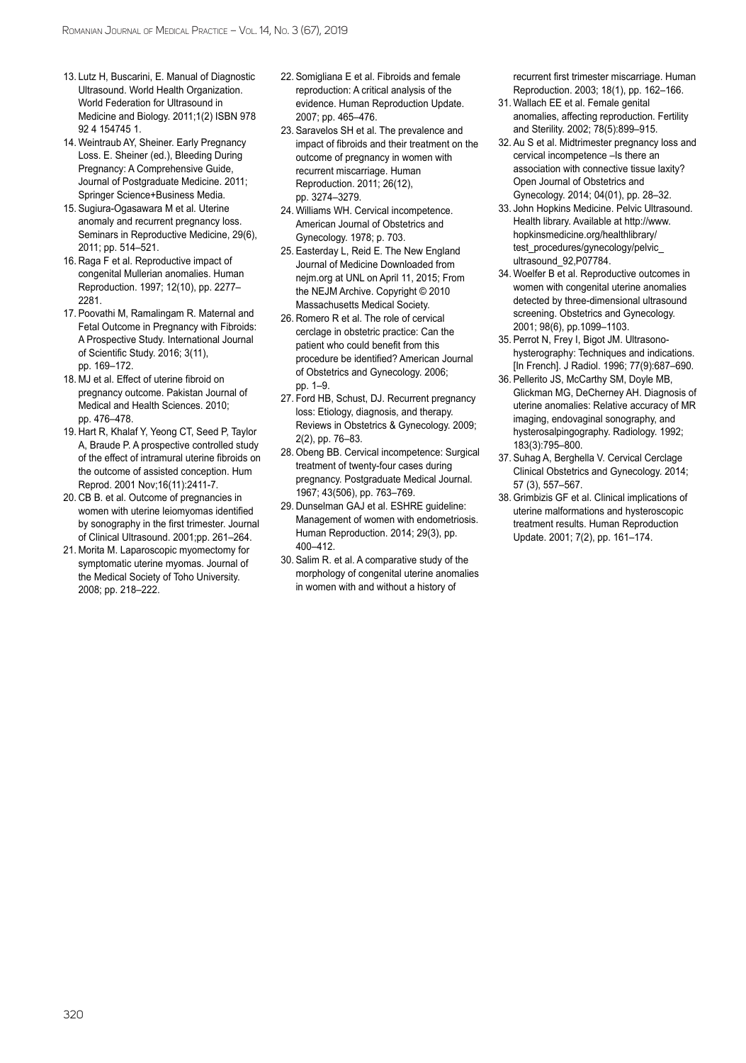13. Lutz H, Buscarini, E. Manual of Diagnostic Ultrasound. World Health Organization. World Federation for Ultrasound in Medicine and Biology. 2011;1(2) ISBN 978 92 4 154745 1.
14. Weintraub AY, Sheiner. Early Pregnancy Loss. E. Sheiner (ed.), Bleeding During Pregnancy: A Comprehensive Guide, Journal of Postgraduate Medicine. 2011; Springer Science+Business Media.
15. Sugiura-Ogasawara M et al. Uterine anomaly and recurrent pregnancy loss. Seminars in Reproductive Medicine, 29(6), 2011; pp. 514–521.
16. Raga F et al. Reproductive impact of congenital Mullerian anomalies. Human Reproduction. 1997; 12(10), pp. 2277–2281.
17. Poovathi M, Ramalingam R. Maternal and Fetal Outcome in Pregnancy with Fibroids: A Prospective Study. International Journal of Scientific Study. 2016; 3(11), pp. 169–172.
18. MJ et al. Effect of uterine fibroid on pregnancy outcome. Pakistan Journal of Medical and Health Sciences. 2010; pp. 476–478.
19. Hart R, Khalaf Y, Yeong CT, Seed P, Taylor A, Braude P. A prospective controlled study of the effect of intramural uterine fibroids on the outcome of assisted conception. Hum Reprod. 2001 Nov;16(11):2411-7.
20. CB B. et al. Outcome of pregnancies in women with uterine leiomyomas identified by sonography in the first trimester. Journal of Clinical Ultrasound. 2001;pp. 261–264.
21. Morita M. Laparoscopic myomectomy for symptomatic uterine myomas. Journal of the Medical Society of Toho University. 2008; pp. 218–222.
22. Somigliana E et al. Fibroids and female reproduction: A critical analysis of the evidence. Human Reproduction Update. 2007; pp. 465–476.
23. Saravelos SH et al. The prevalence and impact of fibroids and their treatment on the outcome of pregnancy in women with recurrent miscarriage. Human Reproduction. 2011; 26(12), pp. 3274–3279.
24. Williams WH. Cervical incompetence. American Journal of Obstetrics and Gynecology. 1978; p. 703.
25. Easterday L, Reid E. The New England Journal of Medicine Downloaded from nejm.org at UNL on April 11, 2015; From the NEJM Archive. Copyright © 2010 Massachusetts Medical Society.
26. Romero R et al. The role of cervical cerclage in obstetric practice: Can the patient who could benefit from this procedure be identified? American Journal of Obstetrics and Gynecology. 2006; pp. 1–9.
27. Ford HB, Schust, DJ. Recurrent pregnancy loss: Etiology, diagnosis, and therapy. Reviews in Obstetrics & Gynecology. 2009; 2(2), pp. 76–83.
28. Obeng BB. Cervical incompetence: Surgical treatment of twenty-four cases during pregnancy. Postgraduate Medical Journal. 1967; 43(506), pp. 763–769.
29. Dunselman GAJ et al. ESHRE guideline: Management of women with endometriosis. Human Reproduction. 2014; 29(3), pp. 400–412.
30. Salim R. et al. A comparative study of the morphology of congenital uterine anomalies in women with and without a history of recurrent first trimester miscarriage. Human Reproduction. 2003; 18(1), pp. 162–166.
31. Wallach EE et al. Female genital anomalies, affecting reproduction. Fertility and Sterility. 2002; 78(5):899–915.
32. Au S et al. Midtrimester pregnancy loss and cervical incompetence –Is there an association with connective tissue laxity? Open Journal of Obstetrics and Gynecology. 2014; 04(01), pp. 28–32.
33. John Hopkins Medicine. Pelvic Ultrasound. Health library. Available at http://www.hopkinsmedicine.org/healthlibrary/test_procedures/gynecology/pelvic_ultrasound_92,P07784.
34. Woelfer B et al. Reproductive outcomes in women with congenital uterine anomalies detected by three-dimensional ultrasound screening. Obstetrics and Gynecology. 2001; 98(6), pp.1099–1103.
35. Perrot N, Frey I, Bigot JM. Ultrasonohysterography: Techniques and indications. [In French]. J Radiol. 1996; 77(9):687–690.
36. Pellerito JS, McCarthy SM, Doyle MB, Glickman MG, DeCherney AH. Diagnosis of uterine anomalies: Relative accuracy of MR imaging, endovaginal sonography, and hysterosalpingography. Radiology. 1992; 183(3):795–800.
37. Suhag A, Berghella V. Cervical Cerclage Clinical Obstetrics and Gynecology. 2014; 57 (3), 557–567.
38. Grimbizis GF et al. Clinical implications of uterine malformations and hysteroscopic treatment results. Human Reproduction Update. 2001; 7(2), pp. 161–174.